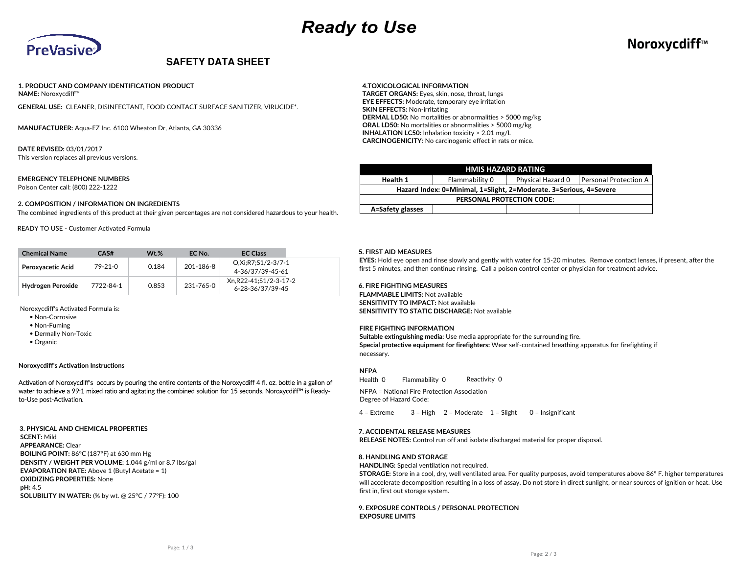# Ready to Use

PreVasive

**Noroxycdiff™**

## SAFETY DATA SHEET

**1. PRODUCT AND COMPANY IDENTIFICATION PRODUCT**
**NAME:** Noroxycdiff™

**GENERAL USE:** CLEANER, DISINFECTANT, FOOD CONTACT SURFACE SANITIZER, VIRUCIDE*.

**MANUFACTURER:** Aqua-EZ Inc. 6100 Wheaton Dr, Atlanta, GA 30336

**DATE REVISED:** 03/01/2017
This version replaces all previous versions.

**EMERGENCY TELEPHONE NUMBERS**
Poison Center call: (800) 222-1222

**2. COMPOSITION / INFORMATION ON INGREDIENTS**
The combined ingredients of this product at their given percentages are not considered hazardous to your health.

READY TO USE - Customer Activated Formula

| Chemical Name | CAS# | Wt.% | EC No. | EC Class |
|---|---|---|---|---|
| **Peroxyacetic Acid** | 79-21-0 | 0.184 | 201-186-8 | O,Xi;R7;S1/2-3/7-1 4-36/37/39-45-61 |
| **Hydrogen Peroxide** | 7722-84-1 | 0.853 | 231-765-0 | Xn,R22-41;S1/2-3-17-2 6-28-36/37/39-45 |

Noroxycdiff's Activated Formula is:

- Non-Corrosive
- Non-Fuming
- Dermally Non-Toxic
- Organic

**Noroxycdiff's Activation Instructions**

Activation of Noroxycdiff's occurs by pouring the entire contents of the Noroxycdiff 4 fl. oz. bottle in a gallon of water to achieve a 99:1 mixed ratio and agitating the combined solution for 15 seconds. Noroxycdiff™ is Ready-to-Use post-Activation.

**3. PHYSICAL AND CHEMICAL PROPERTIES**
**SCENT:** Mild
**APPEARANCE:** Clear
**BOILING POINT:** 86°C (187°F) at 630 mm Hg
**DENSITY / WEIGHT PER VOLUME:** 1.044 g/ml or 8.7 lbs/gal
**EVAPORATION RATE:** Above 1 (Butyl Acetate = 1)
**OXIDIZING PROPERTIES:** None
**pH:** 4.5
**SOLUBILITY IN WATER:** (% by wt. @ 25°C / 77°F): 100

**4.TOXICOLOGICAL INFORMATION**
**TARGET ORGANS:** Eyes, skin, nose, throat, lungs
**EYE EFFECTS:** Moderate, temporary eye irritation
**SKIN EFFECTS:** Non-irritating
**DERMAL LD50:** No mortalities or abnormalities > 5000 mg/kg
**ORAL LD50:** No mortalities or abnormalities > 5000 mg/kg
**INHALATION LC50:** Inhalation toxicity > 2.01 mg/L
**CARCINOGENICITY**: No carcinogenic effect in rats or mice.

| HMIS HAZARD RATING | | | |
|---|---|---|---|
| **Health 1** | Flammability 0 | Physical Hazard 0 | Personal Protection A |
| **Hazard Index: 0=Minimal, 1=Slight, 2=Moderate. 3=Serious, 4=Severe** | | | |
| **PERSONAL PROTECTION CODE:** | | | |
| **A=Safety glasses** | | | |

**5. FIRST AID MEASURES**
**EYES:** Hold eye open and rinse slowly and gently with water for 15-20 minutes. Remove contact lenses, if present, after the first 5 minutes, and then continue rinsing. Call a poison control center or physician for treatment advice.

**6. FIRE FIGHTING MEASURES**
**FLAMMABLE LIMITS:** Not available
**SENSITIVITY TO IMPACT:** Not available
**SENSITIVITY TO STATIC DISCHARGE:** Not available

**FIRE FIGHTING INFORMATION**
**Suitable extinguishing media:** Use media appropriate for the surrounding fire.
**Special protective equipment for firefighters:** Wear self-contained breathing apparatus for firefighting if necessary.

**NFPA**
Health 0 Flammability 0 Reactivity 0

NFPA = National Fire Protection Association
Degree of Hazard Code:

4 = Extreme 3 = High 2 = Moderate 1 = Slight 0 = Insignificant

**7. ACCIDENTAL RELEASE MEASURES**
**RELEASE NOTES:** Control run off and isolate discharged material for proper disposal.

**8. HANDLING AND STORAGE**
**HANDLING:** Special ventilation not required.
**STORAGE:** Store in a cool, dry, well ventilated area. For quality purposes, avoid temperatures above 86° F. higher temperatures will accelerate decomposition resulting in a loss of assay. Do not store in direct sunlight, or near sources of ignition or heat. Use first in, first out storage system.

**9. EXPOSURE CONTROLS / PERSONAL PROTECTION**
**EXPOSURE LIMITS**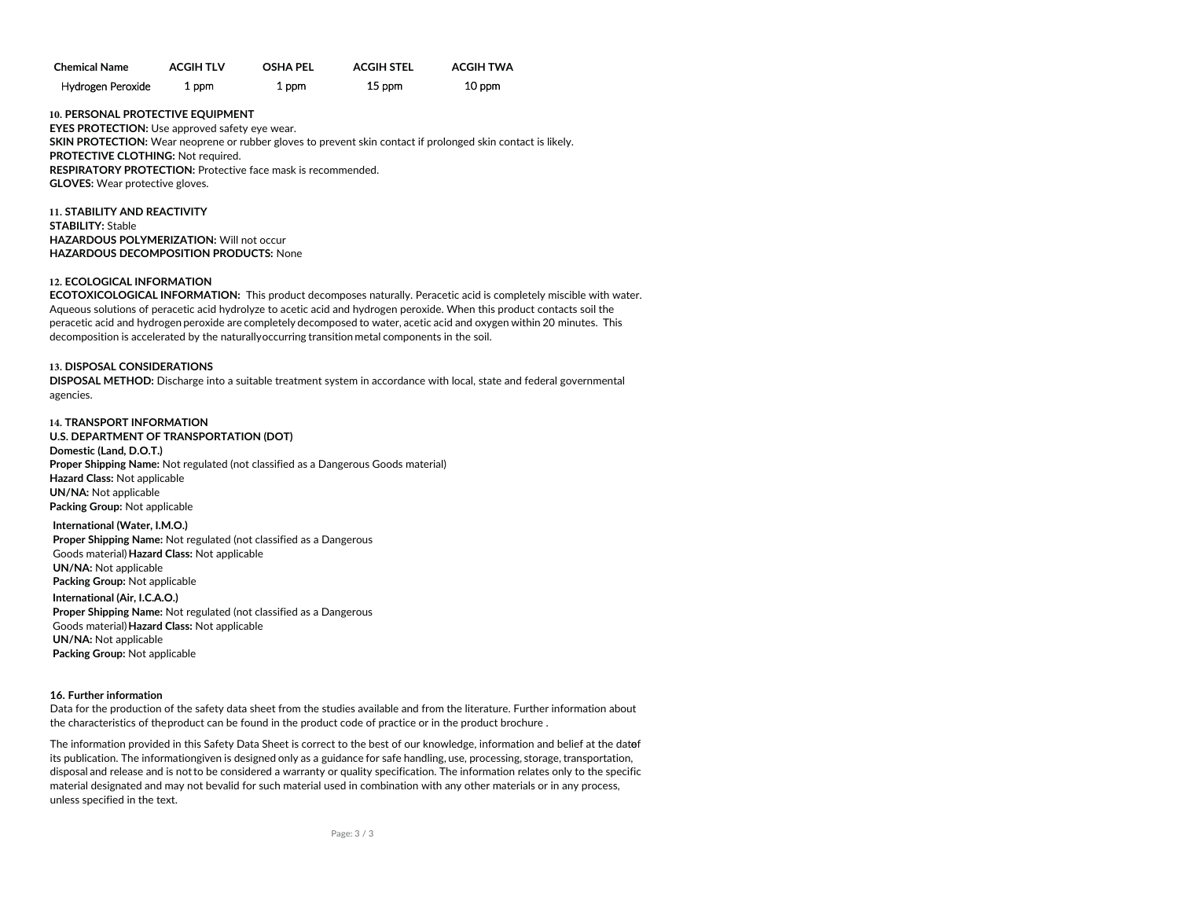| Chemical Name | ACGIH TLV | OSHA PEL | ACGIH STEL | ACGIH TWA |
| --- | --- | --- | --- | --- |
| Hydrogen Peroxide | 1 ppm | 1 ppm | 15 ppm | 10 ppm |

**10. PERSONAL PROTECTIVE EQUIPMENT**

**EYES PROTECTION:** Use approved safety eye wear.
**SKIN PROTECTION:** Wear neoprene or rubber gloves to prevent skin contact if prolonged skin contact is likely.
**PROTECTIVE CLOTHING:** Not required.
**RESPIRATORY PROTECTION:** Protective face mask is recommended.
**GLOVES:** Wear protective gloves.

**11. STABILITY AND REACTIVITY**

**STABILITY:** Stable
**HAZARDOUS POLYMERIZATION:** Will not occur
**HAZARDOUS DECOMPOSITION PRODUCTS:** None

**12. ECOLOGICAL INFORMATION**

**ECOTOXICOLOGICAL INFORMATION:** This product decomposes naturally. Peracetic acid is completely miscible with water. Aqueous solutions of peracetic acid hydrolyze to acetic acid and hydrogen peroxide. When this product contacts soil the peracetic acid and hydrogen peroxide are completely decomposed to water, acetic acid and oxygen within 20 minutes. This decomposition is accelerated by the naturallyoccurring transition metal components in the soil.

**13. DISPOSAL CONSIDERATIONS**

**DISPOSAL METHOD:** Discharge into a suitable treatment system in accordance with local, state and federal governmental agencies.

**14. TRANSPORT INFORMATION**

**U.S. DEPARTMENT OF TRANSPORTATION (DOT)**

**Domestic (Land, D.O.T.)**
**Proper Shipping Name:** Not regulated (not classified as a Dangerous Goods material)
**Hazard Class:** Not applicable
**UN/NA:** Not applicable
**Packing Group:** Not applicable

**International (Water, I.M.O.)**
**Proper Shipping Name:** Not regulated (not classified as a Dangerous Goods material)
**Hazard Class:** Not applicable
**UN/NA:** Not applicable
**Packing Group:** Not applicable

**International (Air, I.C.A.O.)**
**Proper Shipping Name:** Not regulated (not classified as a Dangerous Goods material)
**Hazard Class:** Not applicable
**UN/NA:** Not applicable
**Packing Group:** Not applicable

**16. Further information**

Data for the production of the safety data sheet from the studies available and from the literature. Further information about the characteristics of theproduct can be found in the product code of practice or in the product brochure .

The information provided in this Safety Data Sheet is correct to the best of our knowledge, information and belief at the dateof its publication. The informationgiven is designed only as a guidance for safe handling, use, processing, storage, transportation, disposal and release and is notto be considered a warranty or quality specification. The information relates only to the specific material designated and may not bevalid for such material used in combination with any other materials or in any process, unless specified in the text.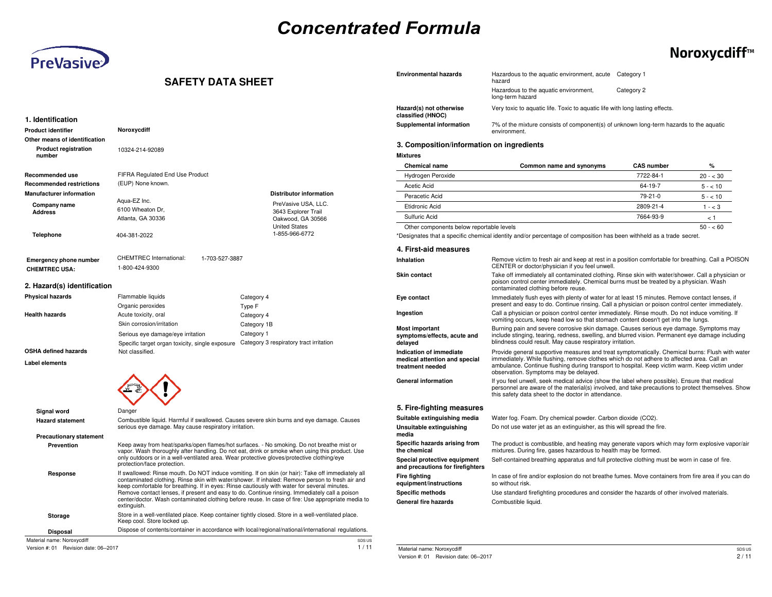# Concentrated Formula

PreVasive

Noroxycdiff™

## SAFETY DATA SHEET

### 1. Identification

| | | |
|---|---|---|
| **Product identifier** | Noroxycdiff | |
| **Other means of identification** | | |
| **Product registration number** | 10324-214-92089 | |
| **Recommended use** | FIFRA Regulated End Use Product | |
| **Recommended restrictions** | (EUP) None known. | |
| **Manufacturer information** | | **Distributor information** |
| **Company name** | Aqua-EZ Inc. | PreVasive USA, LLC. |
| **Address** | 6100 Wheaton Dr, Atlanta, GA 30336 | 3643 Explorer Trail, Oakwood, GA 30566, United States |
| **Telephone** | 404-381-2022 | 1-855-966-6772 |
| **Emergency phone number** | CHEMTREC International: 1-703-527-3887 | |
| **CHEMTREC USA:** | 1-800-424-9300 | |

### 2. Hazard(s) identification

| | | |
|---|---|---|
| **Physical hazards** | Flammable liquids | Category 4 |
| | Organic peroxides | Type F |
| **Health hazards** | Acute toxicity, oral | Category 4 |
| | Skin corrosion/irritation | Category 1B |
| | Serious eye damage/eye irritation | Category 1 |
| | Specific target organ toxicity, single exposure | Category 3 respiratory tract irritation |
| **OSHA defined hazards** | Not classified. | |

**Label elements**

**Signal word** Danger

**Hazard statement** Combustible liquid. Harmful if swallowed. Causes severe skin burns and eye damage. Causes serious eye damage. May cause respiratory irritation.

**Precautionary statement**

**Prevention** Keep away from heat/sparks/open flames/hot surfaces. - No smoking. Do not breathe mist or vapor. Wash thoroughly after handling. Do not eat, drink or smoke when using this product. Use only outdoors or in a well-ventilated area. Wear protective gloves/protective clothing/eye protection/face protection.

**Response** If swallowed: Rinse mouth. Do NOT induce vomiting. If on skin (or hair): Take off immediately all contaminated clothing. Rinse skin with water/shower. If inhaled: Remove person to fresh air and keep comfortable for breathing. If in eyes: Rinse cautiously with water for several minutes. Remove contact lenses, if present and easy to do. Continue rinsing. Immediately call a poison center/doctor. Wash contaminated clothing before reuse. In case of fire: Use appropriate media to extinguish.

**Storage** Store in a well-ventilated place. Keep container tightly closed. Store in a well-ventilated place. Keep cool. Store locked up.

**Disposal** Dispose of contents/container in accordance with local/regional/national/international regulations.

| | | |
|---|---|---|
| **Environmental hazards** | Hazardous to the aquatic environment, acute hazard | Category 1 |
| | Hazardous to the aquatic environment, long-term hazard | Category 2 |
| **Hazard(s) not otherwise classified (HNOC)** | Very toxic to aquatic life. Toxic to aquatic life with long lasting effects. | |
| **Supplemental information** | 7% of the mixture consists of component(s) of unknown long-term hazards to the aquatic environment. | |

### 3. Composition/information on ingredients

**Mixtures**

| Chemical name | Common name and synonyms | CAS number | % |
|---|---|---|---|
| Hydrogen Peroxide | | 7722-84-1 | 20 - < 30 |
| Acetic Acid | | 64-19-7 | 5 - < 10 |
| Peracetic Acid | | 79-21-0 | 5 - < 10 |
| Etidronic Acid | | 2809-21-4 | 1 - < 3 |
| Sulfuric Acid | | 7664-93-9 | < 1 |
| Other components below reportable levels | | | 50 - < 60 |

*Designates that a specific chemical identity and/or percentage of composition has been withheld as a trade secret.

### 4. First-aid measures

**Inhalation** Remove victim to fresh air and keep at rest in a position comfortable for breathing. Call a POISON CENTER or doctor/physician if you feel unwell.

**Skin contact** Take off immediately all contaminated clothing. Rinse skin with water/shower. Call a physician or poison control center immediately. Chemical burns must be treated by a physician. Wash contaminated clothing before reuse.

**Eye contact** Immediately flush eyes with plenty of water for at least 15 minutes. Remove contact lenses, if present and easy to do. Continue rinsing. Call a physician or poison control center immediately.

**Ingestion** Call a physician or poison control center immediately. Rinse mouth. Do not induce vomiting. If vomiting occurs, keep head low so that stomach content doesn't get into the lungs.

**Most important symptoms/effects, acute and delayed** Burning pain and severe corrosive skin damage. Causes serious eye damage. Symptoms may include stinging, tearing, redness, swelling, and blurred vision. Permanent eye damage including blindness could result. May cause respiratory irritation.

**Indication of immediate medical attention and special treatment needed** Provide general supportive measures and treat symptomatically. Chemical burns: Flush with water immediately. While flushing, remove clothes which do not adhere to affected area. Call an ambulance. Continue flushing during transport to hospital. Keep victim warm. Keep victim under observation. Symptoms may be delayed.

**General information** If you feel unwell, seek medical advice (show the label where possible). Ensure that medical personnel are aware of the material(s) involved, and take precautions to protect themselves. Show this safety data sheet to the doctor in attendance.

### 5. Fire-fighting measures

**Suitable extinguishing media** Water fog. Foam. Dry chemical powder. Carbon dioxide ($CO_2$).

**Unsuitable extinguishing media** Do not use water jet as an extinguisher, as this will spread the fire.

**Specific hazards arising from the chemical** The product is combustible, and heating may generate vapors which may form explosive vapor/air mixtures. During fire, gases hazardous to health may be formed.

**Special protective equipment and precautions for firefighters** Self-contained breathing apparatus and full protective clothing must be worn in case of fire.

**Fire fighting equipment/instructions** In case of fire and/or explosion do not breathe fumes. Move containers from fire area if you can do so without risk.

**Specific methods** Use standard firefighting procedures and consider the hazards of other involved materials.

**General fire hazards** Combustible liquid.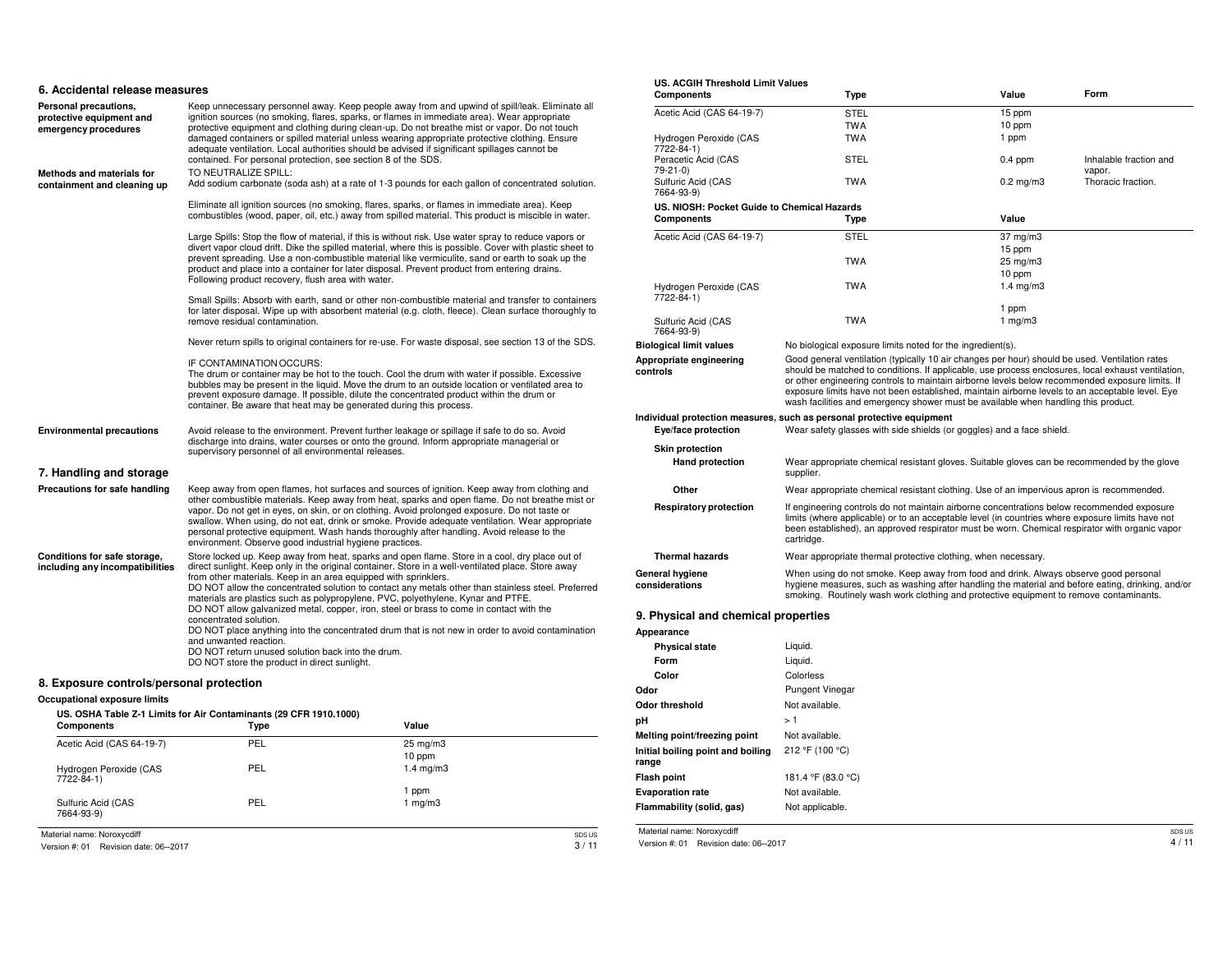## 6. Accidental release measures

**Personal precautions, protective equipment and emergency procedures**

Keep unnecessary personnel away. Keep people away from and upwind of spill/leak. Eliminate all ignition sources (no smoking, flares, sparks, or flames in immediate area). Wear appropriate protective equipment and clothing during clean-up. Do not breathe mist or vapor. Do not touch damaged containers or spilled material unless wearing appropriate protective clothing. Ensure adequate ventilation. Local authorities should be advised if significant spillages cannot be contained. For personal protection, see section 8 of the SDS.

**Methods and materials for containment and cleaning up**

TO NEUTRALIZE SPILL:
Add sodium carbonate (soda ash) at a rate of 1-3 pounds for each gallon of concentrated solution.

Eliminate all ignition sources (no smoking, flares, sparks, or flames in immediate area). Keep combustibles (wood, paper, oil, etc.) away from spilled material. This product is miscible in water.

Large Spills: Stop the flow of material, if this is without risk. Use water spray to reduce vapors or divert vapor cloud drift. Dike the spilled material, where this is possible. Cover with plastic sheet to prevent spreading. Use a non-combustible material like vermiculite, sand or earth to soak up the product and place into a container for later disposal. Prevent product from entering drains. Following product recovery, flush area with water.

Small Spills: Absorb with earth, sand or other non-combustible material and transfer to containers for later disposal. Wipe up with absorbent material (e.g. cloth, fleece). Clean surface thoroughly to remove residual contamination.

Never return spills to original containers for re-use. For waste disposal, see section 13 of the SDS.

IF CONTAMINATION OCCURS:
The drum or container may be hot to the touch. Cool the drum with water if possible. Excessive bubbles may be present in the liquid. Move the drum to an outside location or ventilated area to prevent exposure damage. If possible, dilute the concentrated product within the drum or container. Be aware that heat may be generated during this process.

**Environmental precautions**

Avoid release to the environment. Prevent further leakage or spillage if safe to do so. Avoid discharge into drains, water courses or onto the ground. Inform appropriate managerial or supervisory personnel of all environmental releases.

## 7. Handling and storage

**Precautions for safe handling**

Keep away from open flames, hot surfaces and sources of ignition. Keep away from clothing and other combustible materials. Keep away from heat, sparks and open flame. Do not breathe mist or vapor. Do not get in eyes, on skin, or on clothing. Avoid prolonged exposure. Do not taste or swallow. When using, do not eat, drink or smoke. Provide adequate ventilation. Wear appropriate personal protective equipment. Wash hands thoroughly after handling. Avoid release to the environment. Observe good industrial hygiene practices.

**Conditions for safe storage, including any incompatibilities**

Store locked up. Keep away from heat, sparks and open flame. Store in a cool, dry place out of direct sunlight. Keep only in the original container. Store in a well-ventilated place. Store away from other materials. Keep in an area equipped with sprinklers.
DO NOT allow the concentrated solution to contact any metals other than stainless steel. Preferred materials are plastics such as polypropylene, PVC, polyethylene, Kynar and PTFE.
DO NOT allow galvanized metal, copper, iron, steel or brass to come in contact with the concentrated solution.
DO NOT place anything into the concentrated drum that is not new in order to avoid contamination and unwanted reaction.
DO NOT return unused solution back into the drum.
DO NOT store the product in direct sunlight.

## 8. Exposure controls/personal protection

**Occupational exposure limits**

**US. OSHA Table Z-1 Limits for Air Contaminants (29 CFR 1910.1000)**

| Components | Type | Value |
|---|---|---|
| Acetic Acid (CAS 64-19-7) | PEL | 25 mg/m3 |
| | | 10 ppm |
| Hydrogen Peroxide (CAS 7722-84-1) | PEL | 1.4 mg/m3 |
| | | 1 ppm |
| Sulfuric Acid (CAS 7664-93-9) | PEL | 1 mg/m3 |

**US. ACGIH Threshold Limit Values**

| Components | Type | Value | Form |
|---|---|---|---|
| Acetic Acid (CAS 64-19-7) | STEL | 15 ppm | |
| | TWA | 10 ppm | |
| Hydrogen Peroxide (CAS 7722-84-1) | TWA | 1 ppm | |
| Peracetic Acid (CAS 79-21-0) | STEL | 0.4 ppm | Inhalable fraction and vapor. |
| Sulfuric Acid (CAS 7664-93-9) | TWA | 0.2 mg/m3 | Thoracic fraction. |

**US. NIOSH: Pocket Guide to Chemical Hazards**

| Components | Type | Value |
|---|---|---|
| Acetic Acid (CAS 64-19-7) | STEL | 37 mg/m3 |
| | | 15 ppm |
| | TWA | 25 mg/m3 |
| | | 10 ppm |
| Hydrogen Peroxide (CAS 7722-84-1) | TWA | 1.4 mg/m3 |
| | | 1 ppm |
| Sulfuric Acid (CAS 7664-93-9) | TWA | 1 mg/m3 |

**Biological limit values**

No biological exposure limits noted for the ingredient(s).

**Appropriate engineering controls**

Good general ventilation (typically 10 air changes per hour) should be used. Ventilation rates should be matched to conditions. If applicable, use process enclosures, local exhaust ventilation, or other engineering controls to maintain airborne levels below recommended exposure limits. If exposure limits have not been established, maintain airborne levels to an acceptable level. Eye wash facilities and emergency shower must be available when handling this product.

**Individual protection measures, such as personal protective equipment**

**Eye/face protection**

Wear safety glasses with side shields (or goggles) and a face shield.

**Skin protection**

**Hand protection**

Wear appropriate chemical resistant gloves. Suitable gloves can be recommended by the glove supplier.

**Other**

Wear appropriate chemical resistant clothing. Use of an impervious apron is recommended.

**Respiratory protection**

If engineering controls do not maintain airborne concentrations below recommended exposure limits (where applicable) or to an acceptable level (in countries where exposure limits have not been established), an approved respirator must be worn. Chemical respirator with organic vapor cartridge.

**Thermal hazards**

Wear appropriate thermal protective clothing, when necessary.

**General hygiene considerations**

When using do not smoke. Keep away from food and drink. Always observe good personal hygiene measures, such as washing after handling the material and before eating, drinking, and/or smoking. Routinely wash work clothing and protective equipment to remove contaminants.

## 9. Physical and chemical properties

**Appearance**

| | |
|---|---|
| Physical state | Liquid. |
| Form | Liquid. |
| Color | Colorless |
| Odor | Pungent Vinegar |
| Odor threshold | Not available. |
| pH | > 1 |
| Melting point/freezing point | Not available. |
| Initial boiling point and boiling range | 212 °F (100 °C) |
| Flash point | 181.4 °F (83.0 °C) |
| Evaporation rate | Not available. |
| Flammability (solid, gas) | Not applicable. |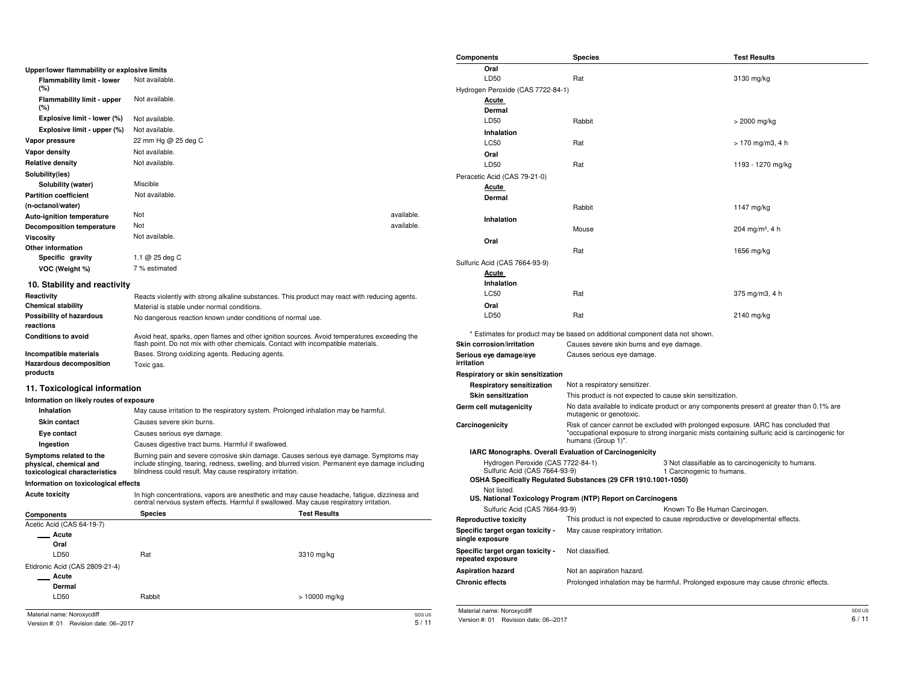**Upper/lower flammability or explosive limits**

| | |
|---|---|
| **Flammability limit - lower (%)** | Not available. |
| **Flammability limit - upper (%)** | Not available. |
| **Explosive limit - lower (%)** | Not available. |
| **Explosive limit - upper (%)** | Not available. |
| **Vapor pressure** | 22 mm Hg @ 25 deg C |
| **Vapor density** | Not available. |
| **Relative density** | Not available. |
| **Solubility(ies)** | |
| **Solubility (water)** | Miscible |
| **Partition coefficient (n-octanol/water)** | Not available. |
| **Auto-ignition temperature** | Not available. |
| **Decomposition temperature** | Not available. |
| **Viscosity** | Not available. |
| **Other information** | |
| **Specific gravity** | 1.1 @ 25 deg C |
| **VOC (Weight %)** | 7 % estimated |

## 10. Stability and reactivity

| | |
|---|---|
| **Reactivity** | Reacts violently with strong alkaline substances. This product may react with reducing agents. |
| **Chemical stability** | Material is stable under normal conditions. |
| **Possibility of hazardous reactions** | No dangerous reaction known under conditions of normal use. |
| **Conditions to avoid** | Avoid heat, sparks, open flames and other ignition sources. Avoid temperatures exceeding the flash point. Do not mix with other chemicals. Contact with incompatible materials. |
| **Incompatible materials** | Bases. Strong oxidizing agents. Reducing agents. |
| **Hazardous decomposition products** | Toxic gas. |

## 11. Toxicological information

**Information on likely routes of exposure**

| | |
|---|---|
| **Inhalation** | May cause irritation to the respiratory system. Prolonged inhalation may be harmful. |
| **Skin contact** | Causes severe skin burns. |
| **Eye contact** | Causes serious eye damage. |
| **Ingestion** | Causes digestive tract burns. Harmful if swallowed. |
| **Symptoms related to the physical, chemical and toxicological characteristics** | Burning pain and severe corrosive skin damage. Causes serious eye damage. Symptoms may include stinging, tearing, redness, swelling, and blurred vision. Permanent eye damage including blindness could result. May cause respiratory irritation. |

**Information on toxicological effects**

| | |
|---|---|
| **Acute toxicity** | In high concentrations, vapors are anesthetic and may cause headache, fatigue, dizziness and central nervous system effects. Harmful if swallowed. May cause respiratory irritation. |

| Components | Species | Test Results |
|---|---|---|
| Acetic Acid (CAS 64-19-7) | | |
| **Acute** | | |
| **Oral** | | |
| LD50 | Rat | 3310 mg/kg |
| Etidronic Acid (CAS 2809-21-4) | | |
| **Acute** | | |
| **Dermal** | | |
| LD50 | Rabbit | > 10000 mg/kg |
| **Oral** | | |
| LD50 | Rat | 3130 mg/kg |
| Hydrogen Peroxide (CAS 7722-84-1) | | |
| **Acute** | | |
| **Dermal** | | |
| LD50 | Rabbit | > 2000 mg/kg |
| **Inhalation** | | |
| LC50 | Rat | > 170 mg/m3, 4 h |
| **Oral** | | |
| LD50 | Rat | 1193 - 1270 mg/kg |
| Peracetic Acid (CAS 79-21-0) | | |
| **Acute** | | |
| **Dermal** | | |
| | Rabbit | 1147 mg/kg |
| **Inhalation** | | |
| | Mouse | 204 mg/m³, 4 h |
| **Oral** | | |
| | Rat | 1656 mg/kg |
| Sulfuric Acid (CAS 7664-93-9) | | |
| **Acute** | | |
| **Inhalation** | | |
| LC50 | Rat | 375 mg/m3, 4 h |
| **Oral** | | |
| LD50 | Rat | 2140 mg/kg |

\* Estimates for product may be based on additional component data not shown.

| | |
|---|---|
| **Skin corrosion/irritation** | Causes severe skin burns and eye damage. |
| **Serious eye damage/eye irritation** | Causes serious eye damage. |
| **Respiratory or skin sensitization** | |
| **Respiratory sensitization** | Not a respiratory sensitizer. |
| **Skin sensitization** | This product is not expected to cause skin sensitization. |
| **Germ cell mutagenicity** | No data available to indicate product or any components present at greater than 0.1% are mutagenic or genotoxic. |
| **Carcinogenicity** | Risk of cancer cannot be excluded with prolonged exposure. IARC has concluded that "occupational exposure to strong inorganic mists containing sulfuric acid is carcinogenic for humans (Group 1)". |

**IARC Monographs. Overall Evaluation of Carcinogenicity**

| | |
|---|---|
| Hydrogen Peroxide (CAS 7722-84-1) | 3 Not classifiable as to carcinogenicity to humans. |
| Sulfuric Acid (CAS 7664-93-9) | 1 Carcinogenic to humans. |

**OSHA Specifically Regulated Substances (29 CFR 1910.1001-1050)**

Not listed.

**US. National Toxicology Program (NTP) Report on Carcinogens**

| | |
|---|---|
| Sulfuric Acid (CAS 7664-93-9) | Known To Be Human Carcinogen. |

| | |
|---|---|
| **Reproductive toxicity** | This product is not expected to cause reproductive or developmental effects. |
| **Specific target organ toxicity - single exposure** | May cause respiratory irritation. |
| **Specific target organ toxicity - repeated exposure** | Not classified. |
| **Aspiration hazard** | Not an aspiration hazard. |
| **Chronic effects** | Prolonged inhalation may be harmful. Prolonged exposure may cause chronic effects. |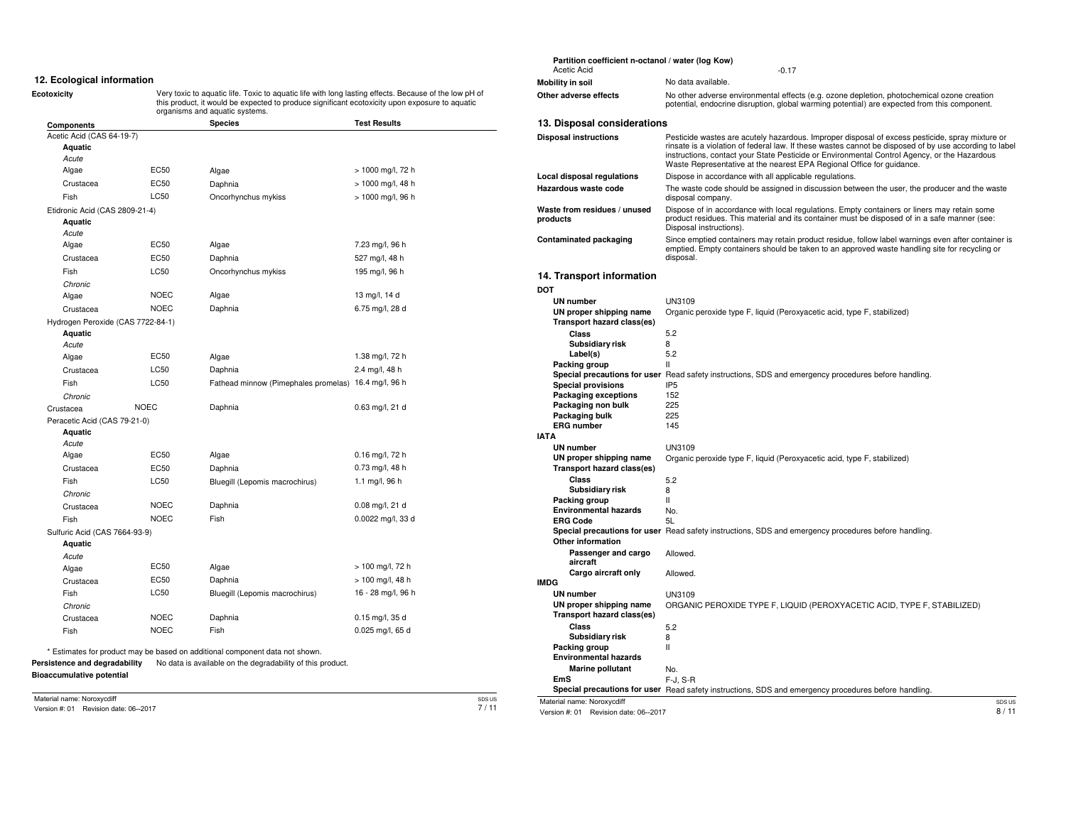## 12. Ecological information

**Ecotoxicity** Very toxic to aquatic life. Toxic to aquatic life with long lasting effects. Because of the low pH of this product, it would be expected to produce significant ecotoxicity upon exposure to aquatic organisms and aquatic systems.

| Components | | Species | Test Results |
|---|---|---|---|
| Acetic Acid (CAS 64-19-7) | | | |
| **Aquatic** | | | |
| *Acute* | | | |
| Algae | EC50 | Algae | > 1000 mg/l, 72 h |
| Crustacea | EC50 | Daphnia | > 1000 mg/l, 48 h |
| Fish | LC50 | Oncorhynchus mykiss | > 1000 mg/l, 96 h |
| Etidronic Acid (CAS 2809-21-4) | | | |
| **Aquatic** | | | |
| *Acute* | | | |
| Algae | EC50 | Algae | 7.23 mg/l, 96 h |
| Crustacea | EC50 | Daphnia | 527 mg/l, 48 h |
| Fish | LC50 | Oncorhynchus mykiss | 195 mg/l, 96 h |
| *Chronic* | | | |
| Algae | NOEC | Algae | 13 mg/l, 14 d |
| Crustacea | NOEC | Daphnia | 6.75 mg/l, 28 d |
| Hydrogen Peroxide (CAS 7722-84-1) | | | |
| **Aquatic** | | | |
| *Acute* | | | |
| Algae | EC50 | Algae | 1.38 mg/l, 72 h |
| Crustacea | LC50 | Daphnia | 2.4 mg/l, 48 h |
| Fish | LC50 | Fathead minnow (Pimephales promelas) | 16.4 mg/l, 96 h |
| *Chronic* | | | |
| Crustacea | NOEC | Daphnia | 0.63 mg/l, 21 d |
| Peracetic Acid (CAS 79-21-0) | | | |
| **Aquatic** | | | |
| *Acute* | | | |
| Algae | EC50 | Algae | 0.16 mg/l, 72 h |
| Crustacea | EC50 | Daphnia | 0.73 mg/l, 48 h |
| Fish | LC50 | Bluegill (Lepomis macrochirus) | 1.1 mg/l, 96 h |
| *Chronic* | | | |
| Crustacea | NOEC | Daphnia | 0.08 mg/l, 21 d |
| Fish | NOEC | Fish | 0.0022 mg/l, 33 d |
| Sulfuric Acid (CAS 7664-93-9) | | | |
| **Aquatic** | | | |
| *Acute* | | | |
| Algae | EC50 | Algae | > 100 mg/l, 72 h |
| Crustacea | EC50 | Daphnia | > 100 mg/l, 48 h |
| Fish | LC50 | Bluegill (Lepomis macrochirus) | 16 - 28 mg/l, 96 h |
| *Chronic* | | | |
| Crustacea | NOEC | Daphnia | 0.15 mg/l, 35 d |
| Fish | NOEC | Fish | 0.025 mg/l, 65 d |

\* Estimates for product may be based on additional component data not shown.

**Persistence and degradability** No data is available on the degradability of this product.

**Bioaccumulative potential**

**Partition coefficient n-octanol / water (log Kow)**

Acetic Acid -0.17

**Mobility in soil** No data available.

**Other adverse effects** No other adverse environmental effects (e.g. ozone depletion, photochemical ozone creation potential, endocrine disruption, global warming potential) are expected from this component.

## 13. Disposal considerations

**Disposal instructions** Pesticide wastes are acutely hazardous. Improper disposal of excess pesticide, spray mixture or rinsate is a violation of federal law. If these wastes cannot be disposed of by use according to label instructions, contact your State Pesticide or Environmental Control Agency, or the Hazardous Waste Representative at the nearest EPA Regional Office for guidance.

**Local disposal regulations** Dispose in accordance with all applicable regulations.

**Hazardous waste code** The waste code should be assigned in discussion between the user, the producer and the waste disposal company.

**Waste from residues / unused products** Dispose of in accordance with local regulations. Empty containers or liners may retain some product residues. This material and its container must be disposed of in a safe manner (see: Disposal instructions).

**Contaminated packaging** Since emptied containers may retain product residue, follow label warnings even after container is emptied. Empty containers should be taken to an approved waste handling site for recycling or disposal.

## 14. Transport information

**DOT**

- **UN number** UN3109
- **UN proper shipping name** Organic peroxide type F, liquid (Peroxyacetic acid, type F, stabilized)
- **Transport hazard class(es)**
  - **Class** 5.2
  - **Subsidiary risk** 8
  - **Label(s)** 5.2
- **Packing group** II
- **Special precautions for user** Read safety instructions, SDS and emergency procedures before handling.
- **Special provisions** IP5
- **Packaging exceptions** 152
- **Packaging non bulk** 225
- **Packaging bulk** 225
- **ERG number** 145

**IATA**

- **UN number** UN3109
- **UN proper shipping name** Organic peroxide type F, liquid (Peroxyacetic acid, type F, stabilized)
- **Transport hazard class(es)**
  - **Class** 5.2
  - **Subsidiary risk** 8
- **Packing group** II
- **Environmental hazards** No.
- **ERG Code** 5L
- **Special precautions for user** Read safety instructions, SDS and emergency procedures before handling.
- **Other information**
  - **Passenger and cargo aircraft** Allowed.
  - **Cargo aircraft only** Allowed.

**IMDG**

- **UN number** UN3109
- **UN proper shipping name** ORGANIC PEROXIDE TYPE F, LIQUID (PEROXYACETIC ACID, TYPE F, STABILIZED)
- **Transport hazard class(es)**
  - **Class** 5.2
  - **Subsidiary risk** 8
- **Packing group** II
- **Environmental hazards**
  - **Marine pollutant** No.
- **EmS** F-J, S-R
- **Special precautions for user** Read safety instructions, SDS and emergency procedures before handling.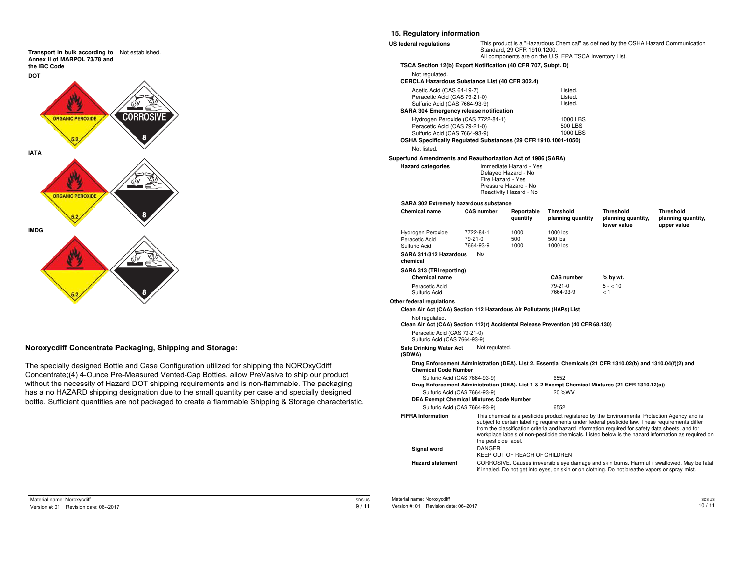**Transport in bulk according to Annex II of MARPOL 73/78 and the IBC Code** Not established.

**DOT**

ORGANIC PEROXIDE 5.2 CORROSIVE 8

**IATA**

ORGANIC PEROXIDE 5.2 8

**IMDG**

5.2 8

## Noroxycdiff Concentrate Packaging, Shipping and Storage:

The specially designed Bottle and Case Configuration utilized for shipping the NOROxyCdiff Concentrate;(4) 4-Ounce Pre-Measured Vented-Cap Bottles, allow PreVasive to ship our product without the necessity of Hazard DOT shipping requirements and is non-flammable. The packaging has a no HAZARD shipping designation due to the small quantity per case and specially designed bottle. Sufficient quantities are not packaged to create a flammable Shipping & Storage characteristic.

## 15. Regulatory information

**US federal regulations** This product is a "Hazardous Chemical" as defined by the OSHA Hazard Communication Standard, 29 CFR 1910.1200. All components are on the U.S. EPA TSCA Inventory List.

**TSCA Section 12(b) Export Notification (40 CFR 707, Subpt. D)**

Not regulated.

**CERCLA Hazardous Substance List (40 CFR 302.4)**

| | |
|---|---|
| Acetic Acid (CAS 64-19-7) | Listed. |
| Peracetic Acid (CAS 79-21-0) | Listed. |
| Sulfuric Acid (CAS 7664-93-9) | Listed. |

**SARA 304 Emergency release notification**

| | |
|---|---|
| Hydrogen Peroxide (CAS 7722-84-1) | 1000 LBS |
| Peracetic Acid (CAS 79-21-0) | 500 LBS |
| Sulfuric Acid (CAS 7664-93-9) | 1000 LBS |

**OSHA Specifically Regulated Substances (29 CFR 1910.1001-1050)**

Not listed.

**Superfund Amendments and Reauthorization Act of 1986 (SARA)**

**Hazard categories**
Immediate Hazard - Yes
Delayed Hazard - No
Fire Hazard - Yes
Pressure Hazard - No
Reactivity Hazard - No

**SARA 302 Extremely hazardous substance**

| Chemical name | CAS number | Reportable quantity | Threshold planning quantity | Threshold planning quantity, lower value | Threshold planning quantity, upper value |
|---|---|---|---|---|---|
| Hydrogen Peroxide | 7722-84-1 | 1000 | 1000 lbs | | |
| Peracetic Acid | 79-21-0 | 500 | 500 lbs | | |
| Sulfuric Acid | 7664-93-9 | 1000 | 1000 lbs | | |

**SARA 311/312 Hazardous chemical** No

**SARA 313 (TRI reporting)**

| Chemical name | CAS number | % by wt. |
|---|---|---|
| Peracetic Acid | 79-21-0 | 5 - < 10 |
| Sulfuric Acid | 7664-93-9 | < 1 |

**Other federal regulations**

**Clean Air Act (CAA) Section 112 Hazardous Air Pollutants (HAPs) List**

Not regulated.

**Clean Air Act (CAA) Section 112(r) Accidental Release Prevention (40 CFR 68.130)**

Peracetic Acid (CAS 79-21-0)
Sulfuric Acid (CAS 7664-93-9)

**Safe Drinking Water Act (SDWA)** Not regulated.

**Drug Enforcement Administration (DEA). List 2, Essential Chemicals (21 CFR 1310.02(b) and 1310.04(f)(2) and Chemical Code Number**

| | |
|---|---|
| Sulfuric Acid (CAS 7664-93-9) | 6552 |

**Drug Enforcement Administration (DEA). List 1 & 2 Exempt Chemical Mixtures (21 CFR 1310.12(c))**

| | |
|---|---|
| Sulfuric Acid (CAS 7664-93-9) | 20 %WV |

**DEA Exempt Chemical Mixtures Code Number**

| | |
|---|---|
| Sulfuric Acid (CAS 7664-93-9) | 6552 |

**FIFRA Information** This chemical is a pesticide product registered by the Environmental Protection Agency and is subject to certain labeling requirements under federal pesticide law. These requirements differ from the classification criteria and hazard information required for safety data sheets, and for workplace labels of non-pesticide chemicals. Listed below is the hazard information as required on the pesticide label.

**Signal word** DANGER
KEEP OUT OF REACH OF CHILDREN

**Hazard statement** CORROSIVE. Causes irreversible eye damage and skin burns. Harmful if swallowed. May be fatal if inhaled. Do not get into eyes, on skin or on clothing. Do not breathe vapors or spray mist.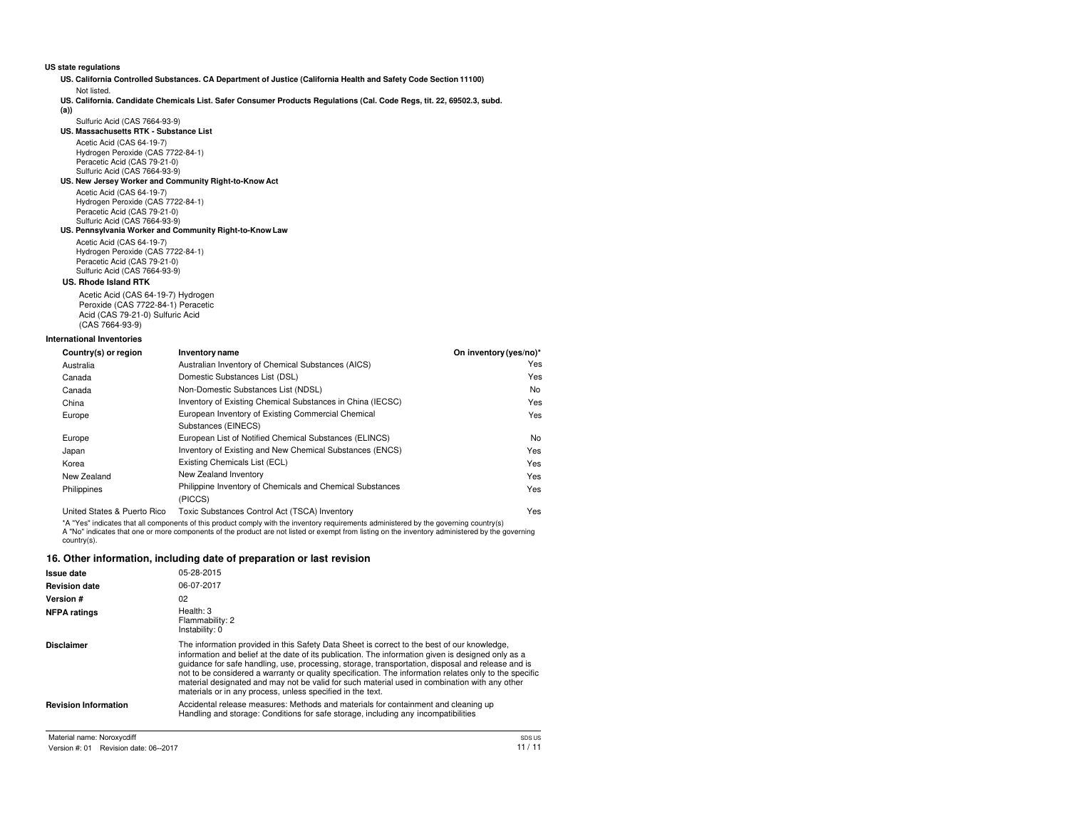**US state regulations**

**US. California Controlled Substances. CA Department of Justice (California Health and Safety Code Section 11100)**

Not listed.

**US. California. Candidate Chemicals List. Safer Consumer Products Regulations (Cal. Code Regs, tit. 22, 69502.3, subd. (a))**

Sulfuric Acid (CAS 7664-93-9)

**US. Massachusetts RTK - Substance List**

Acetic Acid (CAS 64-19-7)
Hydrogen Peroxide (CAS 7722-84-1)
Peracetic Acid (CAS 79-21-0)
Sulfuric Acid (CAS 7664-93-9)

**US. New Jersey Worker and Community Right-to-Know Act**

Acetic Acid (CAS 64-19-7)
Hydrogen Peroxide (CAS 7722-84-1)
Peracetic Acid (CAS 79-21-0)
Sulfuric Acid (CAS 7664-93-9)

**US. Pennsylvania Worker and Community Right-to-Know Law**

Acetic Acid (CAS 64-19-7)
Hydrogen Peroxide (CAS 7722-84-1)
Peracetic Acid (CAS 79-21-0)
Sulfuric Acid (CAS 7664-93-9)

**US. Rhode Island RTK**

Acetic Acid (CAS 64-19-7) Hydrogen Peroxide (CAS 7722-84-1) Peracetic Acid (CAS 79-21-0) Sulfuric Acid (CAS 7664-93-9)

**International Inventories**

| Country(s) or region | Inventory name | On inventory (yes/no)* |
|---|---|---|
| Australia | Australian Inventory of Chemical Substances (AICS) | Yes |
| Canada | Domestic Substances List (DSL) | Yes |
| Canada | Non-Domestic Substances List (NDSL) | No |
| China | Inventory of Existing Chemical Substances in China (IECSC) | Yes |
| Europe | European Inventory of Existing Commercial Chemical Substances (EINECS) | Yes |
| Europe | European List of Notified Chemical Substances (ELINCS) | No |
| Japan | Inventory of Existing and New Chemical Substances (ENCS) | Yes |
| Korea | Existing Chemicals List (ECL) | Yes |
| New Zealand | New Zealand Inventory | Yes |
| Philippines | Philippine Inventory of Chemicals and Chemical Substances (PICCS) | Yes |
| United States & Puerto Rico | Toxic Substances Control Act (TSCA) Inventory | Yes |

*A "Yes" indicates that all components of this product comply with the inventory requirements administered by the governing country(s)
A "No" indicates that one or more components of the product are not listed or exempt from listing on the inventory administered by the governing country(s).

## 16. Other information, including date of preparation or last revision

| | |
|---|---|
| **Issue date** | 05-28-2015 |
| **Revision date** | 06-07-2017 |
| **Version #** | 02 |
| **NFPA ratings** | Health: 3<br>Flammability: 2<br>Instability: 0 |
| **Disclaimer** | The information provided in this Safety Data Sheet is correct to the best of our knowledge, information and belief at the date of its publication. The information given is designed only as a guidance for safe handling, use, processing, storage, transportation, disposal and release and is not to be considered a warranty or quality specification. The information relates only to the specific material designated and may not be valid for such material used in combination with any other materials or in any process, unless specified in the text. |
| **Revision Information** | Accidental release measures: Methods and materials for containment and cleaning up<br>Handling and storage: Conditions for safe storage, including any incompatibilities |